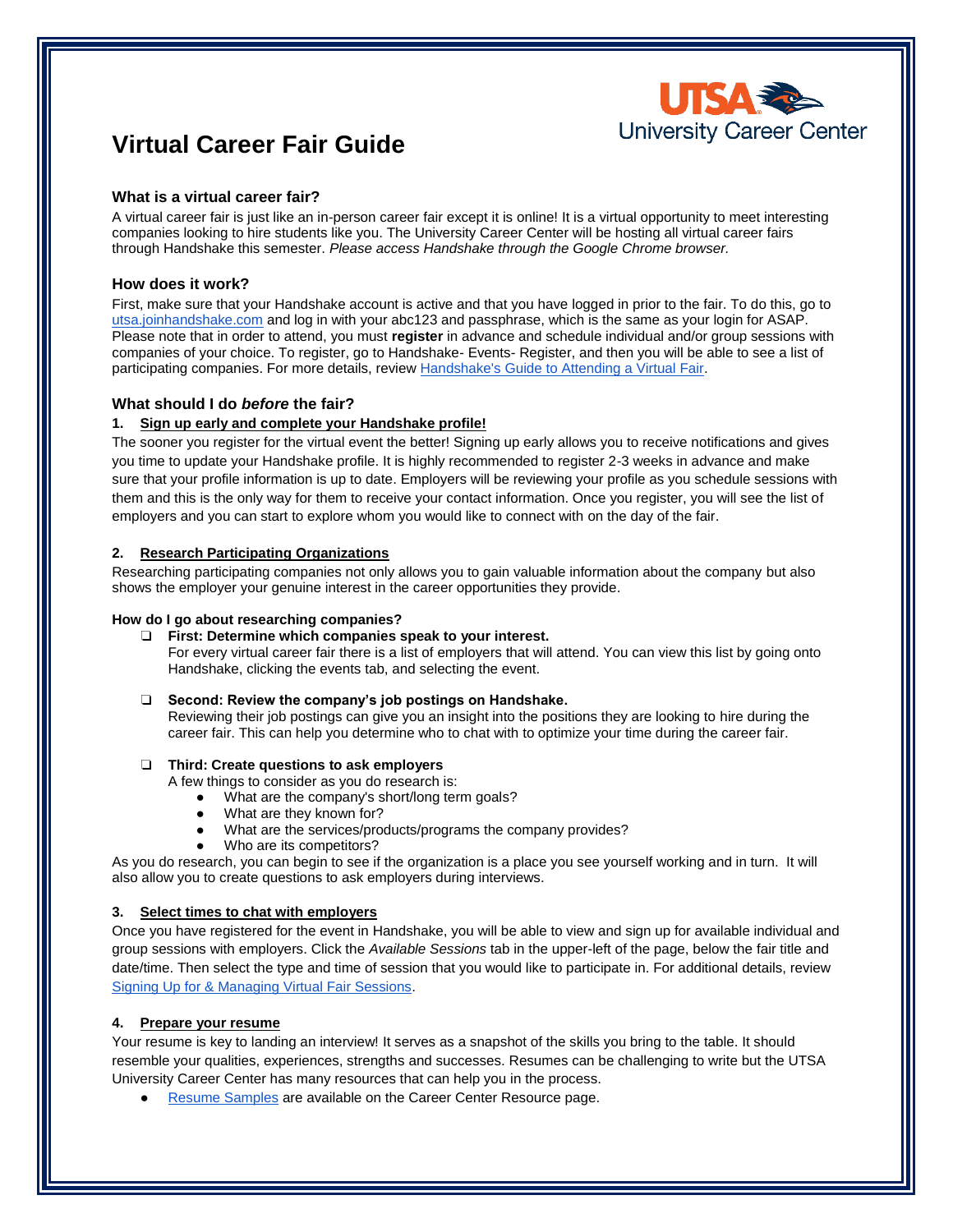UTSA University Career Center

# Virtual Career Fair Guide

### What is a virtual career fair?

A virtual career fair is just like an in-person career fair except it is online! It is a virtual opportunity to meet interesting companies looking to hire students like you. The University Career Center will be hosting all virtual career fairs through Handshake this semester. *Please access Handshake through the Google Chrome browser.*

### How does it work?

First, make sure that your Handshake account is active and that you have logged in prior to the fair. To do this, go to utsa.joinhandshake.com and log in with your abc123 and passphrase, which is the same as your login for ASAP. Please note that in order to attend, you must **register** in advance and schedule individual and/or group sessions with companies of your choice. To register, go to Handshake- Events- Register, and then you will be able to see a list of participating companies. For more details, review Handshake's Guide to Attending a Virtual Fair.

### What should I do *before* the fair?

**1. Sign up early and complete your Handshake profile!**

The sooner you register for the virtual event the better! Signing up early allows you to receive notifications and gives you time to update your Handshake profile. It is highly recommended to register 2-3 weeks in advance and make sure that your profile information is up to date. Employers will be reviewing your profile as you schedule sessions with them and this is the only way for them to receive your contact information. Once you register, you will see the list of employers and you can start to explore whom you would like to connect with on the day of the fair.

**2. Research Participating Organizations**

Researching participating companies not only allows you to gain valuable information about the company but also shows the employer your genuine interest in the career opportunities they provide.

**How do I go about researching companies?**

- ❑ **First: Determine which companies speak to your interest.**
  For every virtual career fair there is a list of employers that will attend. You can view this list by going onto Handshake, clicking the events tab, and selecting the event.

- ❑ **Second: Review the company's job postings on Handshake.**
  Reviewing their job postings can give you an insight into the positions they are looking to hire during the career fair. This can help you determine who to chat with to optimize your time during the career fair.

- ❑ **Third: Create questions to ask employers**
  A few things to consider as you do research is:
  - What are the company's short/long term goals?
  - What are they known for?
  - What are the services/products/programs the company provides?
  - Who are its competitors?

As you do research, you can begin to see if the organization is a place you see yourself working and in turn. It will also allow you to create questions to ask employers during interviews.

**3. Select times to chat with employers**

Once you have registered for the event in Handshake, you will be able to view and sign up for available individual and group sessions with employers. Click the *Available Sessions* tab in the upper-left of the page, below the fair title and date/time. Then select the type and time of session that you would like to participate in. For additional details, review Signing Up for & Managing Virtual Fair Sessions.

**4. Prepare your resume**

Your resume is key to landing an interview! It serves as a snapshot of the skills you bring to the table. It should resemble your qualities, experiences, strengths and successes. Resumes can be challenging to write but the UTSA University Career Center has many resources that can help you in the process.

- Resume Samples are available on the Career Center Resource page.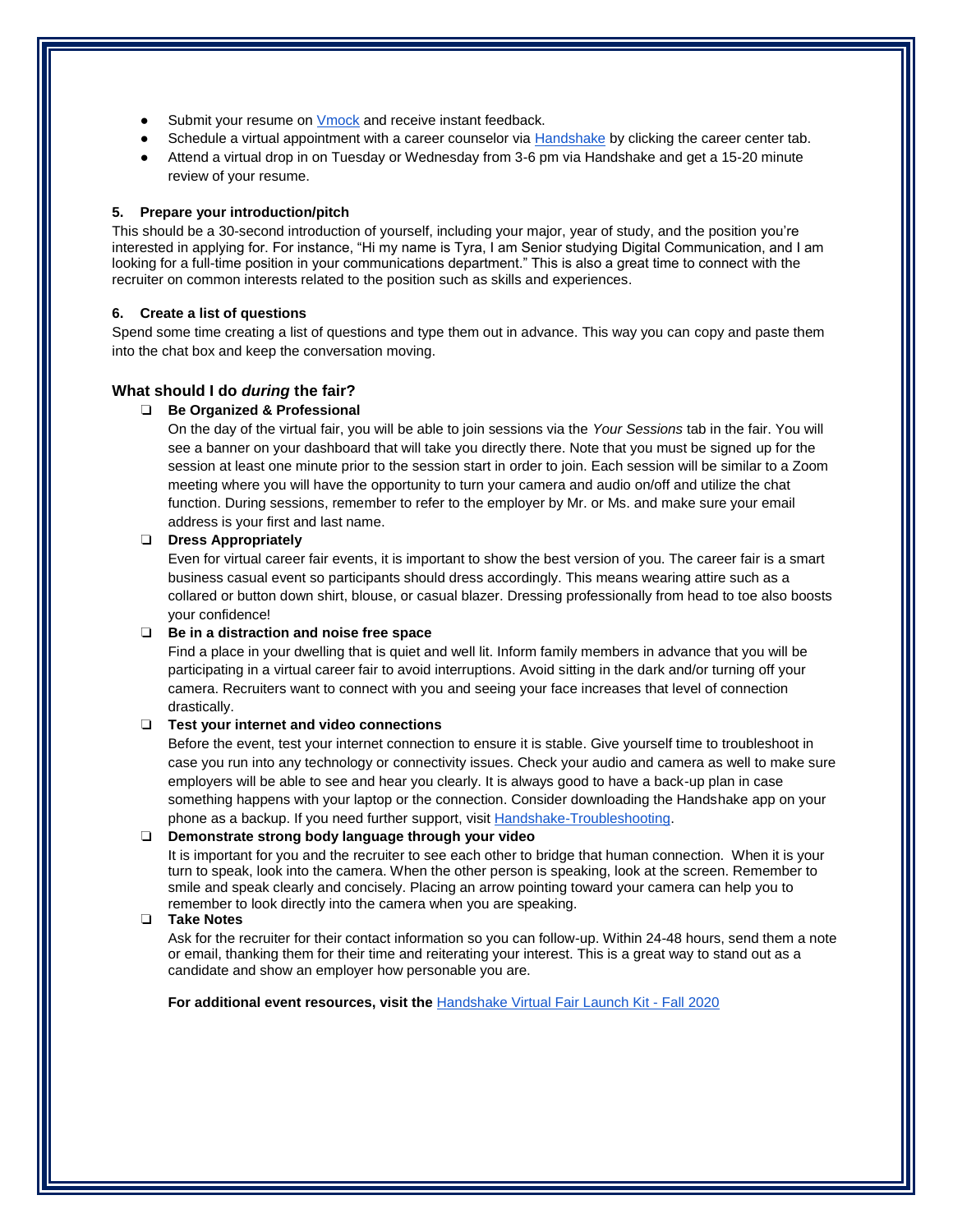- Submit your resume on [Vmock](#) and receive instant feedback.
- Schedule a virtual appointment with a career counselor via [Handshake](#) by clicking the career center tab.
- Attend a virtual drop in on Tuesday or Wednesday from 3-6 pm via Handshake and get a 15-20 minute review of your resume.

**5. Prepare your introduction/pitch**

This should be a 30-second introduction of yourself, including your major, year of study, and the position you're interested in applying for. For instance, "Hi my name is Tyra, I am Senior studying Digital Communication, and I am looking for a full-time position in your communications department." This is also a great time to connect with the recruiter on common interests related to the position such as skills and experiences.

**6. Create a list of questions**

Spend some time creating a list of questions and type them out in advance. This way you can copy and paste them into the chat box and keep the conversation moving.

### What should I do *during* the fair?

- **Be Organized & Professional**

  On the day of the virtual fair, you will be able to join sessions via the *Your Sessions* tab in the fair. You will see a banner on your dashboard that will take you directly there. Note that you must be signed up for the session at least one minute prior to the session start in order to join. Each session will be similar to a Zoom meeting where you will have the opportunity to turn your camera and audio on/off and utilize the chat function. During sessions, remember to refer to the employer by Mr. or Ms. and make sure your email address is your first and last name.

- **Dress Appropriately**

  Even for virtual career fair events, it is important to show the best version of you. The career fair is a smart business casual event so participants should dress accordingly. This means wearing attire such as a collared or button down shirt, blouse, or casual blazer. Dressing professionally from head to toe also boosts your confidence!

- **Be in a distraction and noise free space**

  Find a place in your dwelling that is quiet and well lit. Inform family members in advance that you will be participating in a virtual career fair to avoid interruptions. Avoid sitting in the dark and/or turning off your camera. Recruiters want to connect with you and seeing your face increases that level of connection drastically.

- **Test your internet and video connections**

  Before the event, test your internet connection to ensure it is stable. Give yourself time to troubleshoot in case you run into any technology or connectivity issues. Check your audio and camera as well to make sure employers will be able to see and hear you clearly. It is always good to have a back-up plan in case something happens with your laptop or the connection. Consider downloading the Handshake app on your phone as a backup. If you need further support, visit [Handshake-Troubleshooting](#).

- **Demonstrate strong body language through your video**

  It is important for you and the recruiter to see each other to bridge that human connection. When it is your turn to speak, look into the camera. When the other person is speaking, look at the screen. Remember to smile and speak clearly and concisely. Placing an arrow pointing toward your camera can help you to remember to look directly into the camera when you are speaking.

- **Take Notes**

  Ask for the recruiter for their contact information so you can follow-up. Within 24-48 hours, send them a note or email, thanking them for their time and reiterating your interest. This is a great way to stand out as a candidate and show an employer how personable you are.

**For additional event resources, visit the** [Handshake Virtual Fair Launch Kit - Fall 2020](#)